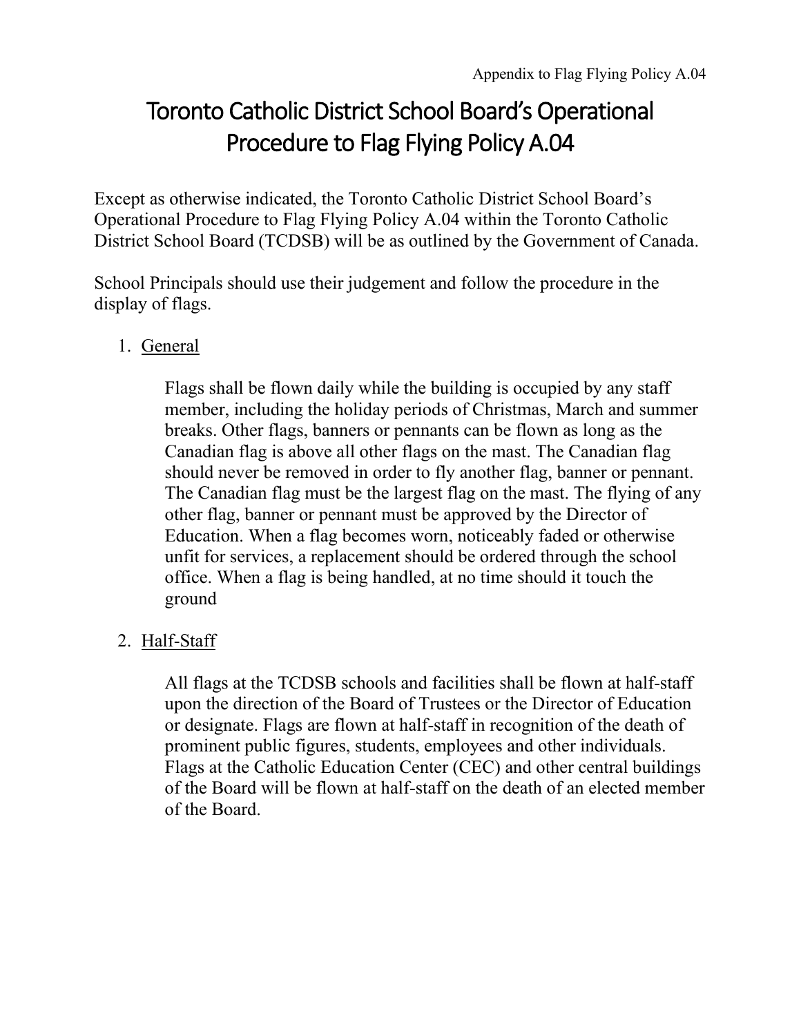Appendix to Flag Flying Policy A.04

# Toronto Catholic District School Board's Operational Procedure to Flag Flying Policy A.04

Except as otherwise indicated, the Toronto Catholic District School Board's Operational Procedure to Flag Flying Policy A.04 within the Toronto Catholic District School Board (TCDSB) will be as outlined by the Government of Canada.

School Principals should use their judgement and follow the procedure in the display of flags.

1. <u>General</u>

   Flags shall be flown daily while the building is occupied by any staff member, including the holiday periods of Christmas, March and summer breaks. Other flags, banners or pennants can be flown as long as the Canadian flag is above all other flags on the mast. The Canadian flag should never be removed in order to fly another flag, banner or pennant. The Canadian flag must be the largest flag on the mast. The flying of any other flag, banner or pennant must be approved by the Director of Education. When a flag becomes worn, noticeably faded or otherwise unfit for services, a replacement should be ordered through the school office. When a flag is being handled, at no time should it touch the ground

2. <u>Half-Staff</u>

   All flags at the TCDSB schools and facilities shall be flown at half-staff upon the direction of the Board of Trustees or the Director of Education or designate. Flags are flown at half-staff in recognition of the death of prominent public figures, students, employees and other individuals. Flags at the Catholic Education Center (CEC) and other central buildings of the Board will be flown at half-staff on the death of an elected member of the Board.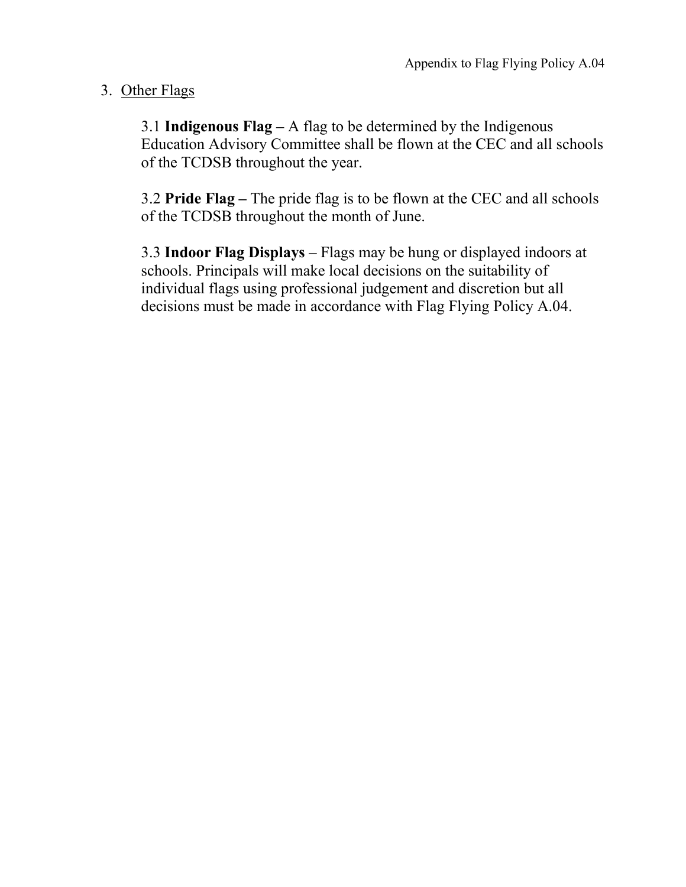3. <u>Other Flags</u>

   3.1 **Indigenous Flag –** A flag to be determined by the Indigenous Education Advisory Committee shall be flown at the CEC and all schools of the TCDSB throughout the year.

   3.2 **Pride Flag –** The pride flag is to be flown at the CEC and all schools of the TCDSB throughout the month of June.

   3.3 **Indoor Flag Displays** – Flags may be hung or displayed indoors at schools. Principals will make local decisions on the suitability of individual flags using professional judgement and discretion but all decisions must be made in accordance with Flag Flying Policy A.04.